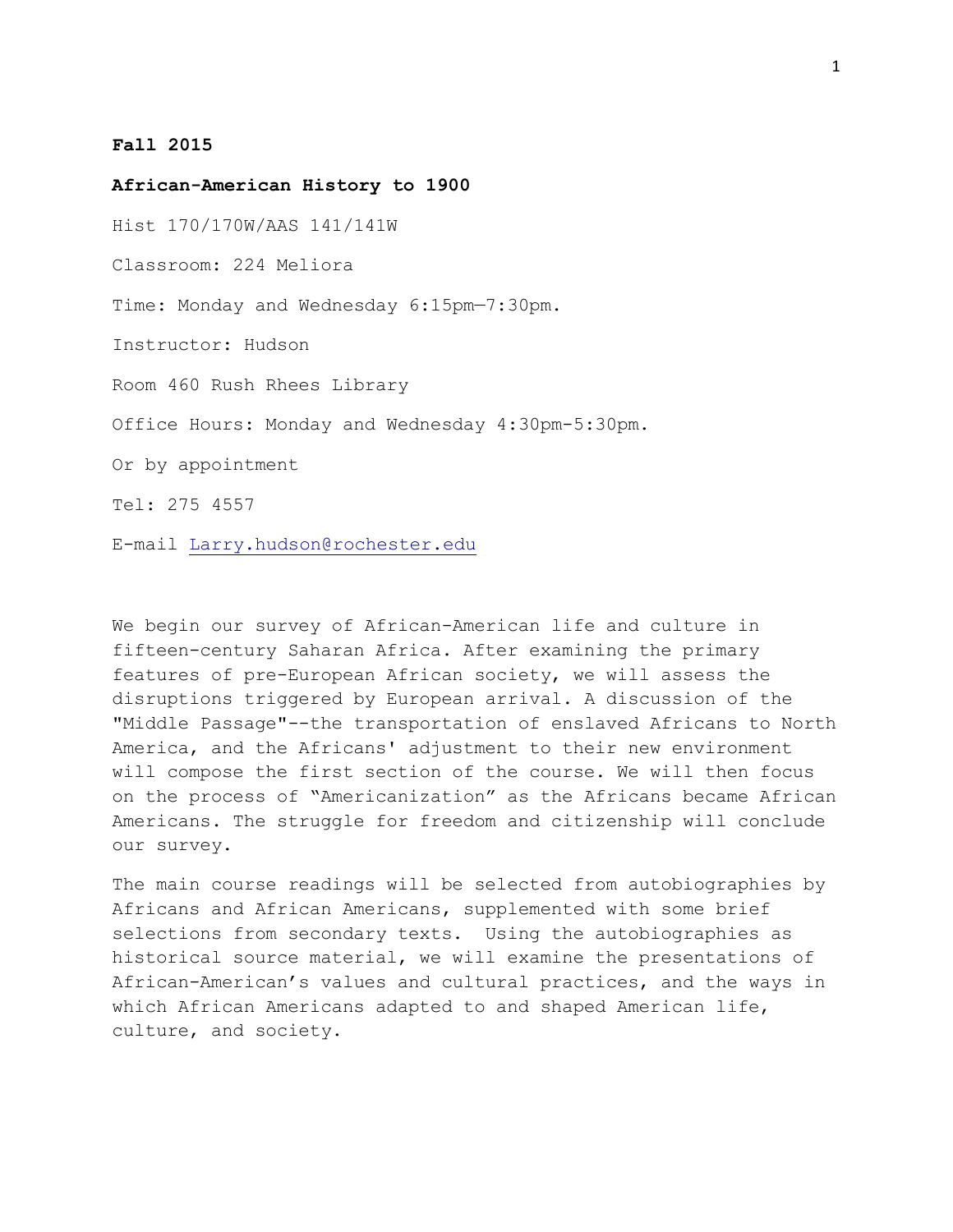**Fall 2015**

**African-American History to 1900**

Hist 170/170W/AAS 141/141W

Classroom: 224 Meliora

Time: Monday and Wednesday 6:15pm—7:30pm.

Instructor: Hudson

Room 460 Rush Rhees Library

Office Hours: Monday and Wednesday 4:30pm-5:30pm.

Or by appointment

Tel: 275 4557

E-mail Larry.hudson@rochester.edu

We begin our survey of African-American life and culture in fifteen-century Saharan Africa. After examining the primary features of pre-European African society, we will assess the disruptions triggered by European arrival. A discussion of the "Middle Passage"--the transportation of enslaved Africans to North America, and the Africans' adjustment to their new environment will compose the first section of the course. We will then focus on the process of "Americanization" as the Africans became African Americans. The struggle for freedom and citizenship will conclude our survey.

The main course readings will be selected from autobiographies by Africans and African Americans, supplemented with some brief selections from secondary texts. Using the autobiographies as historical source material, we will examine the presentations of African-American's values and cultural practices, and the ways in which African Americans adapted to and shaped American life, culture, and society.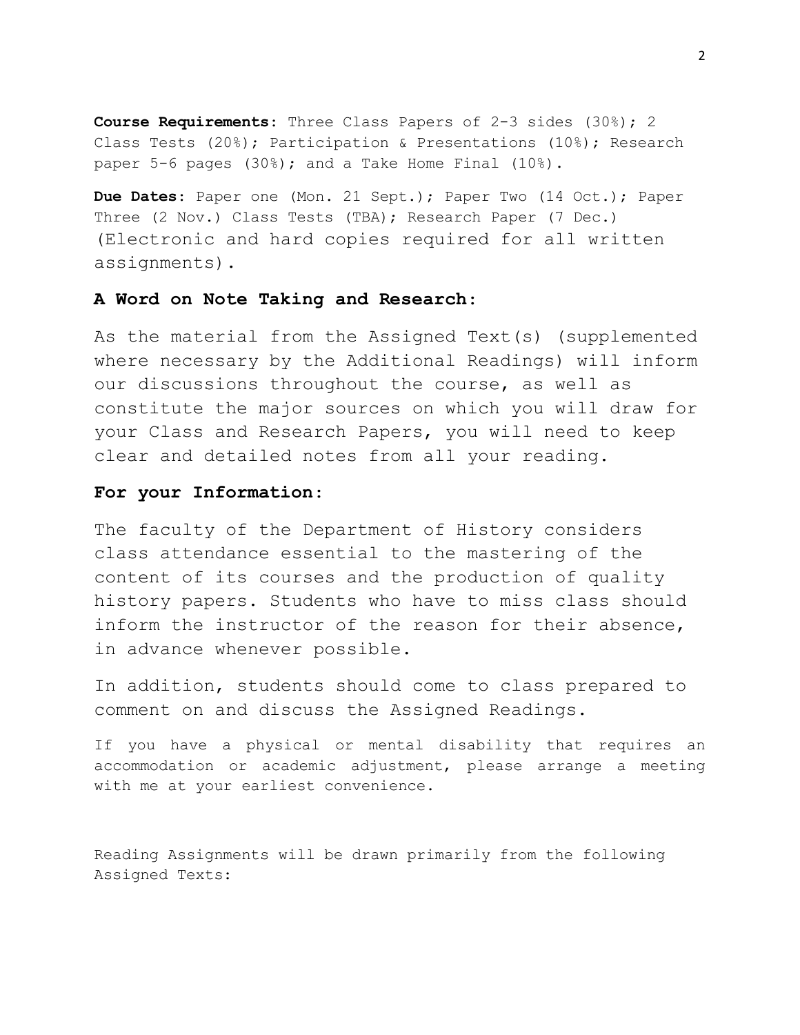**Course Requirements**: Three Class Papers of 2-3 sides (30%); 2 Class Tests (20%); Participation & Presentations (10%); Research paper 5-6 pages (30%); and a Take Home Final (10%).

**Due Dates**: Paper one (Mon. 21 Sept.); Paper Two (14 Oct.); Paper Three (2 Nov.) Class Tests (TBA); Research Paper (7 Dec.) (Electronic and hard copies required for all written assignments).

**A Word on Note Taking and Research:**

As the material from the Assigned Text(s) (supplemented where necessary by the Additional Readings) will inform our discussions throughout the course, as well as constitute the major sources on which you will draw for your Class and Research Papers, you will need to keep clear and detailed notes from all your reading.

**For your Information:**

The faculty of the Department of History considers class attendance essential to the mastering of the content of its courses and the production of quality history papers. Students who have to miss class should inform the instructor of the reason for their absence, in advance whenever possible.

In addition, students should come to class prepared to comment on and discuss the Assigned Readings.

If you have a physical or mental disability that requires an accommodation or academic adjustment, please arrange a meeting with me at your earliest convenience.

Reading Assignments will be drawn primarily from the following Assigned Texts: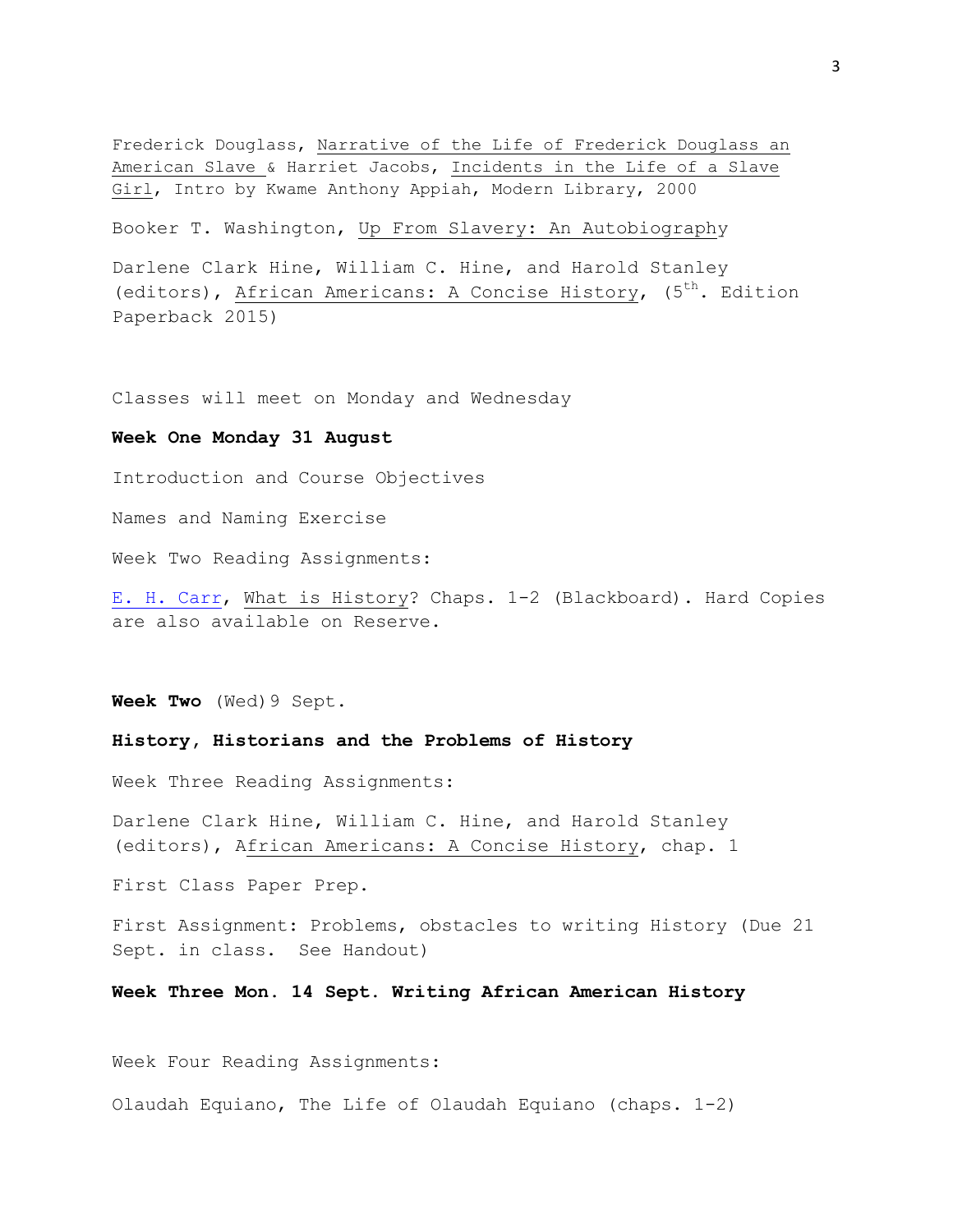Frederick Douglass, Narrative of the Life of Frederick Douglass an American Slave & Harriet Jacobs, Incidents in the Life of a Slave Girl, Intro by Kwame Anthony Appiah, Modern Library, 2000

Booker T. Washington, Up From Slavery: An Autobiography

Darlene Clark Hine, William C. Hine, and Harold Stanley (editors), African Americans: A Concise History, (5th. Edition Paperback 2015)

Classes will meet on Monday and Wednesday

**Week One Monday 31 August**

Introduction and Course Objectives

Names and Naming Exercise

Week Two Reading Assignments:

E. H. Carr, What is History? Chaps. 1-2 (Blackboard). Hard Copies are also available on Reserve.

**Week Two** (Wed) 9 Sept.

**History, Historians and the Problems of History**

Week Three Reading Assignments:

Darlene Clark Hine, William C. Hine, and Harold Stanley (editors), African Americans: A Concise History, chap. 1

First Class Paper Prep.

First Assignment: Problems, obstacles to writing History (Due 21 Sept. in class. See Handout)

**Week Three Mon. 14 Sept. Writing African American History**

Week Four Reading Assignments:

Olaudah Equiano, The Life of Olaudah Equiano (chaps. 1-2)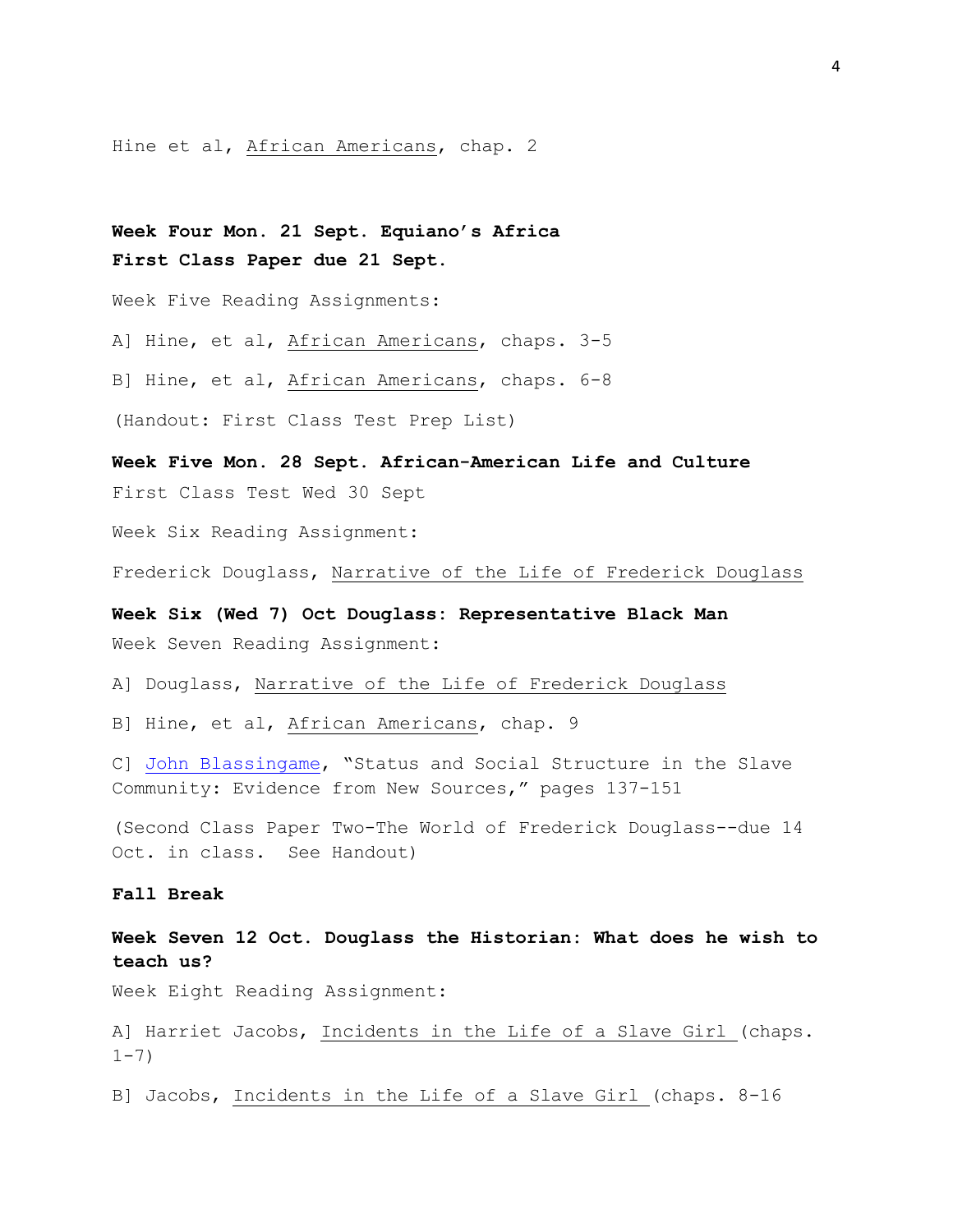Hine et al, African Americans, chap. 2

**Week Four Mon. 21 Sept. Equiano's Africa**
**First Class Paper due 21 Sept.**

Week Five Reading Assignments:

A] Hine, et al, African Americans, chaps. 3-5

B] Hine, et al, African Americans, chaps. 6-8

(Handout: First Class Test Prep List)

**Week Five Mon. 28 Sept. African-American Life and Culture**
First Class Test Wed 30 Sept

Week Six Reading Assignment:

Frederick Douglass, Narrative of the Life of Frederick Douglass

**Week Six (Wed 7) Oct Douglass: Representative Black Man**
Week Seven Reading Assignment:

A] Douglass, Narrative of the Life of Frederick Douglass

B] Hine, et al, African Americans, chap. 9

C] John Blassingame, "Status and Social Structure in the Slave Community: Evidence from New Sources," pages 137-151

(Second Class Paper Two-The World of Frederick Douglass--due 14 Oct. in class. See Handout)

**Fall Break**

**Week Seven 12 Oct. Douglass the Historian: What does he wish to teach us?**
Week Eight Reading Assignment:

A] Harriet Jacobs, Incidents in the Life of a Slave Girl (chaps. 1-7)

B] Jacobs, Incidents in the Life of a Slave Girl (chaps. 8-16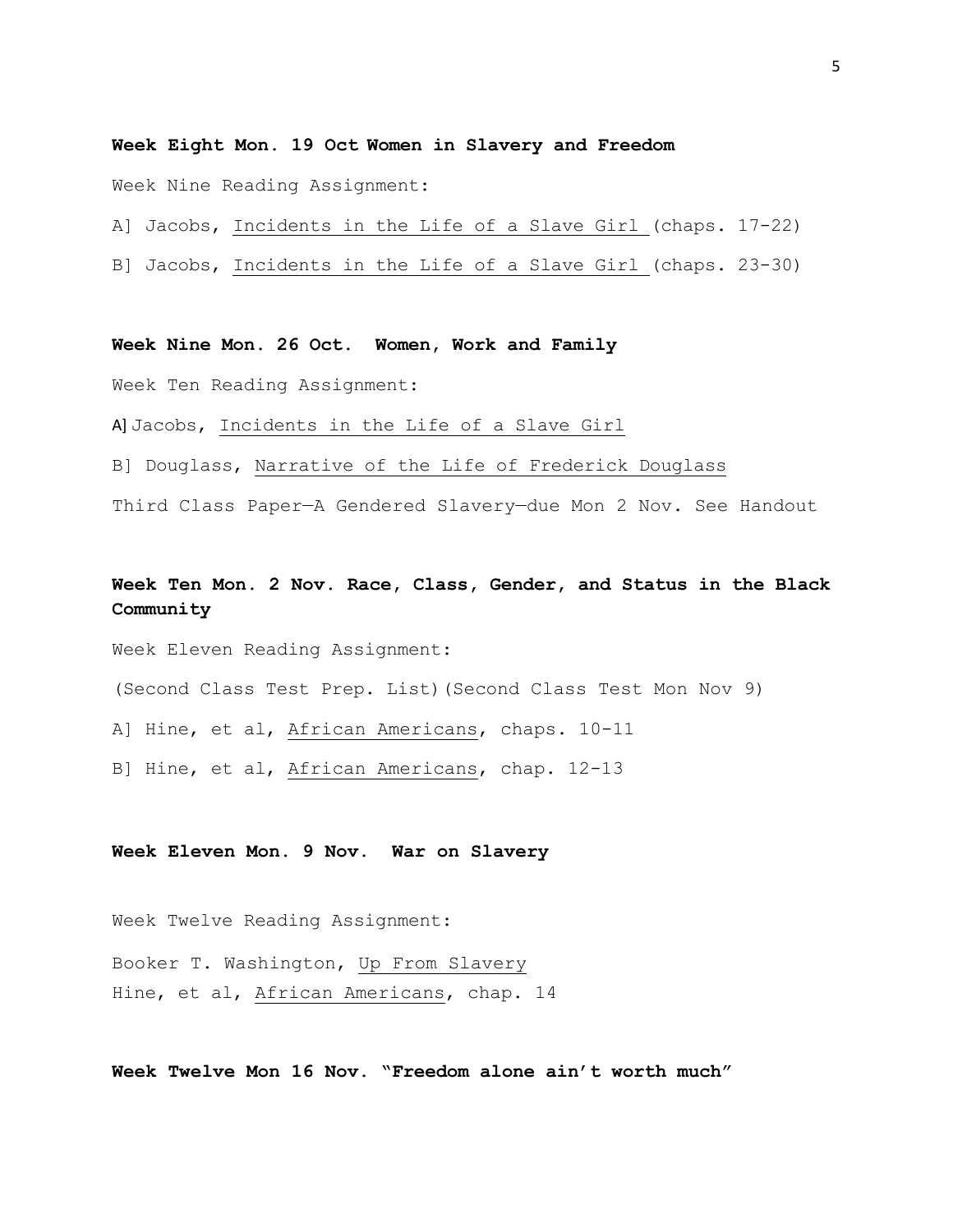**Week Eight Mon. 19 Oct Women in Slavery and Freedom**

Week Nine Reading Assignment:

A] Jacobs, Incidents in the Life of a Slave Girl (chaps. 17-22)

B] Jacobs, Incidents in the Life of a Slave Girl (chaps. 23-30)

**Week Nine Mon. 26 Oct. Women, Work and Family**

Week Ten Reading Assignment:

A] Jacobs, Incidents in the Life of a Slave Girl

B] Douglass, Narrative of the Life of Frederick Douglass

Third Class Paper—A Gendered Slavery—due Mon 2 Nov. See Handout

**Week Ten Mon. 2 Nov. Race, Class, Gender, and Status in the Black Community**

Week Eleven Reading Assignment:

(Second Class Test Prep. List)(Second Class Test Mon Nov 9)

A] Hine, et al, African Americans, chaps. 10-11

B] Hine, et al, African Americans, chap. 12-13

**Week Eleven Mon. 9 Nov. War on Slavery**

Week Twelve Reading Assignment:

Booker T. Washington, Up From Slavery
Hine, et al, African Americans, chap. 14

**Week Twelve Mon 16 Nov. "Freedom alone ain't worth much"**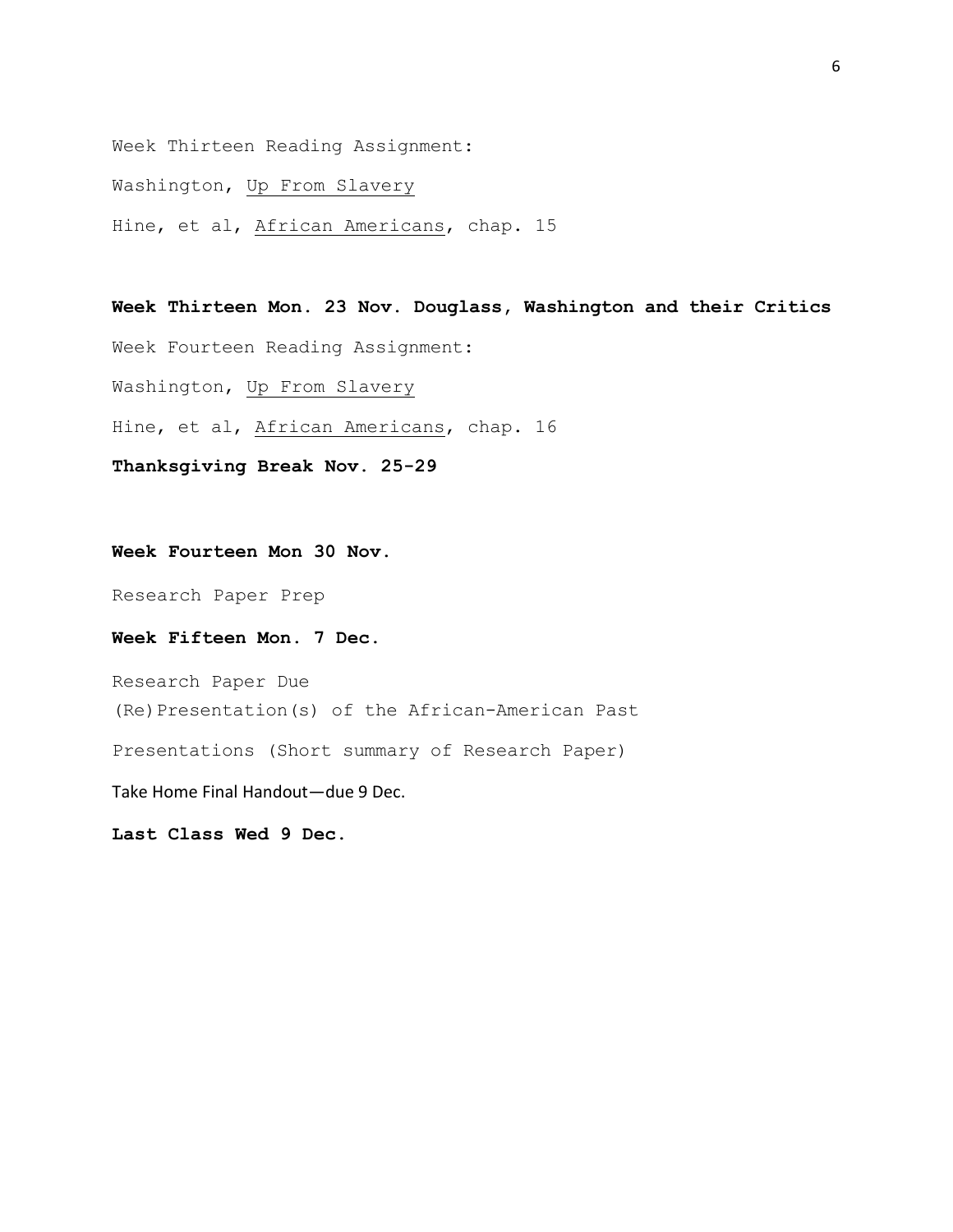Week Thirteen Reading Assignment:

Washington, Up From Slavery

Hine, et al, African Americans, chap. 15

**Week Thirteen Mon. 23 Nov. Douglass, Washington and their Critics**

Week Fourteen Reading Assignment:

Washington, Up From Slavery

Hine, et al, African Americans, chap. 16

**Thanksgiving Break Nov. 25-29**

**Week Fourteen Mon 30 Nov.**

Research Paper Prep

**Week Fifteen Mon. 7 Dec.**

Research Paper Due

(Re)Presentation(s) of the African-American Past

Presentations (Short summary of Research Paper)

Take Home Final Handout—due 9 Dec.

**Last Class Wed 9 Dec.**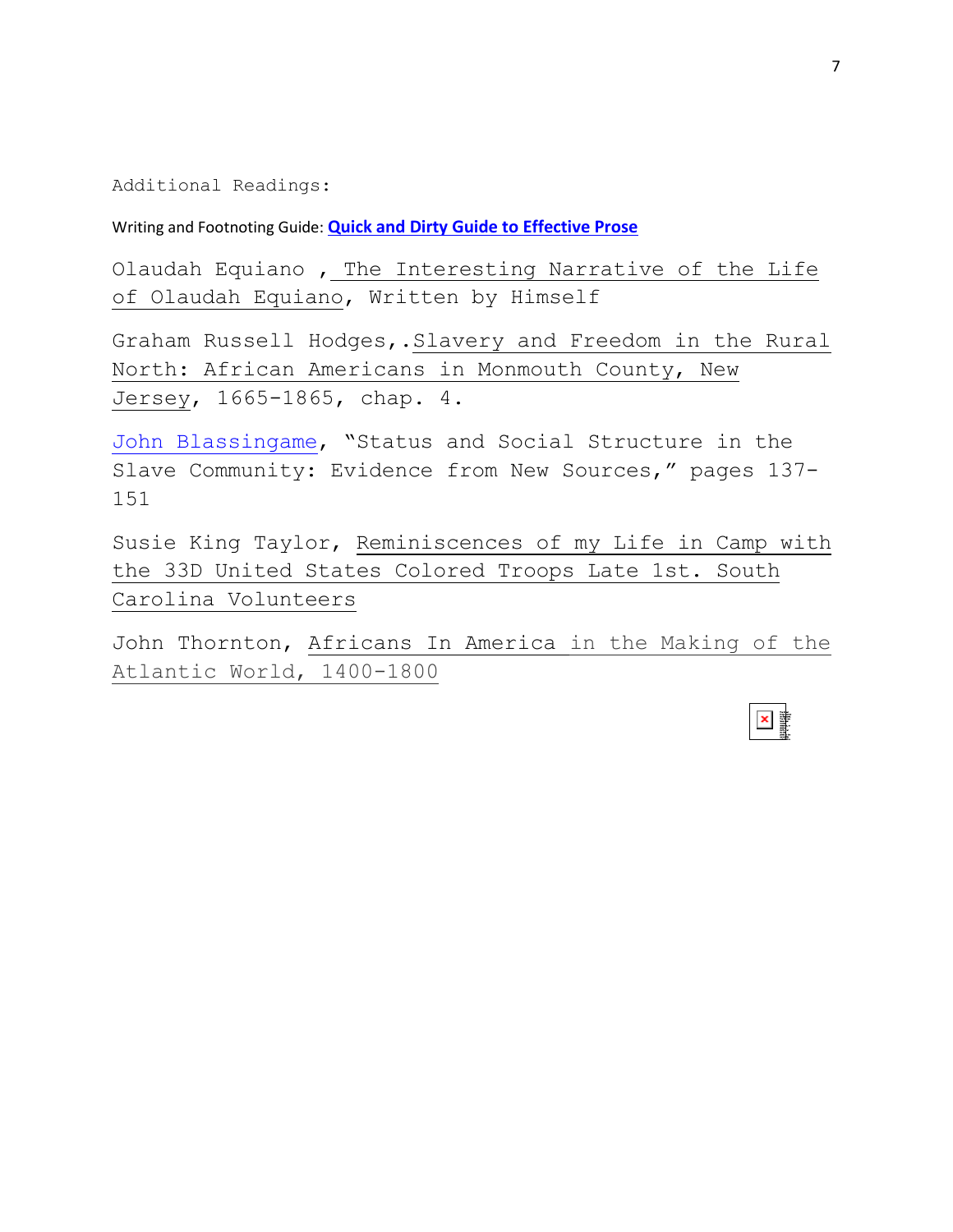Additional Readings:

Writing and Footnoting Guide: **Quick and Dirty Guide to Effective Prose**

Olaudah Equiano , The Interesting Narrative of the Life of Olaudah Equiano, Written by Himself

Graham Russell Hodges,.Slavery and Freedom in the Rural North: African Americans in Monmouth County, New Jersey, 1665-1865, chap. 4.

John Blassingame, "Status and Social Structure in the Slave Community: Evidence from New Sources," pages 137-151

Susie King Taylor, Reminiscences of my Life in Camp with the 33D United States Colored Troops Late 1st. South Carolina Volunteers

John Thornton, Africans In America in the Making of the Atlantic World, 1400-1800